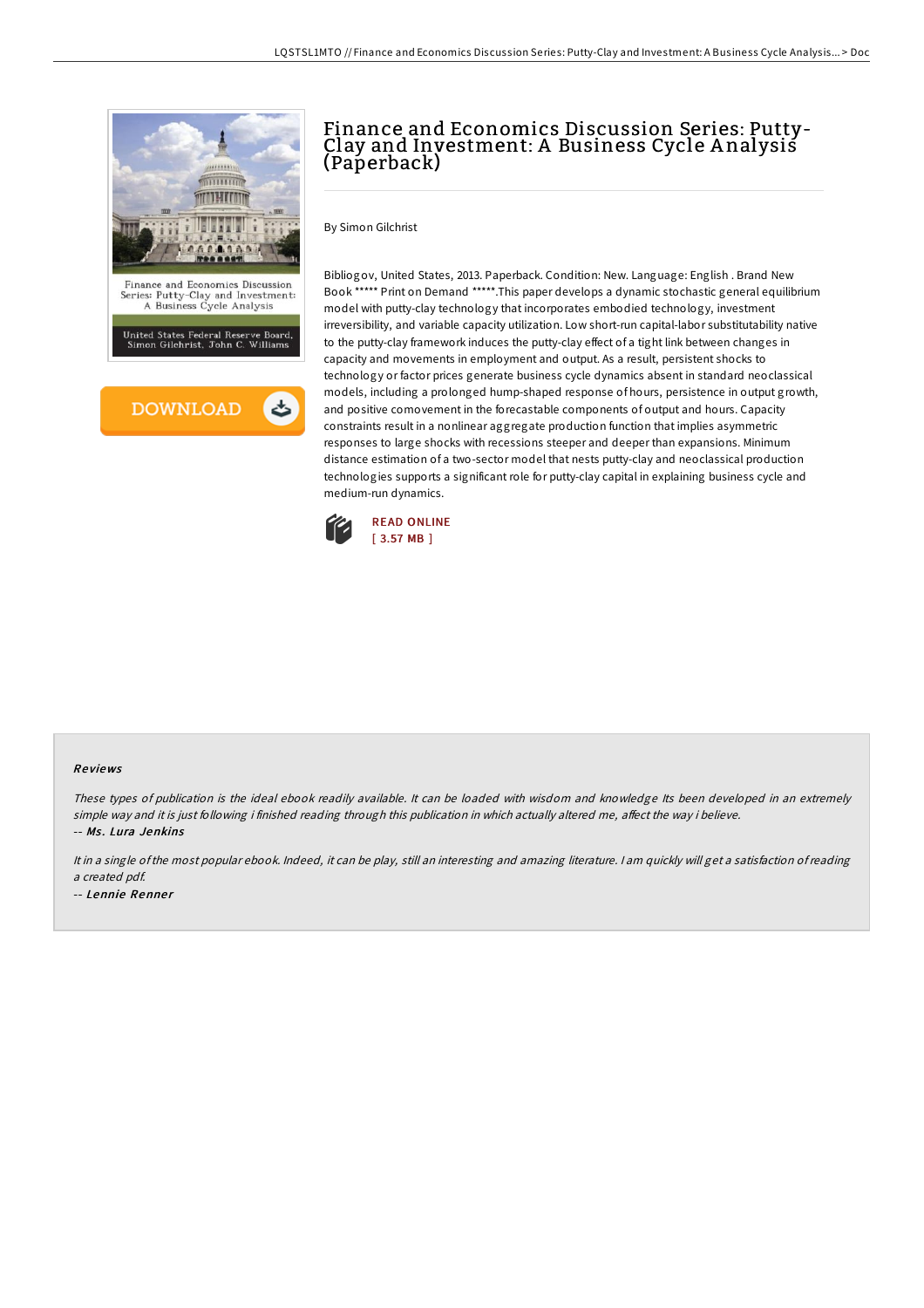# Finance and Economics Discussion Series: Putty-Clay and Investment: A Business Cycle Analysis (Paperback)

By Simon Gilchrist

Bibliogov, United States, 2013. Paperback. Condition: New. Language: English . Brand New Book ***** Print on Demand *****.This paper develops a dynamic stochastic general equilibrium model with putty-clay technology that incorporates embodied technology, investment irreversibility, and variable capacity utilization. Low short-run capital-labor substitutability native to the putty-clay framework induces the putty-clay effect of a tight link between changes in capacity and movements in employment and output. As a result, persistent shocks to technology or factor prices generate business cycle dynamics absent in standard neoclassical models, including a prolonged hump-shaped response of hours, persistence in output growth, and positive comovement in the forecastable components of output and hours. Capacity constraints result in a nonlinear aggregate production function that implies asymmetric responses to large shocks with recessions steeper and deeper than expansions. Minimum distance estimation of a two-sector model that nests putty-clay and neoclassical production technologies supports a significant role for putty-clay capital in explaining business cycle and medium-run dynamics.

READ ONLINE
[ 3.57 MB ]

### Reviews

*These types of publication is the ideal ebook readily available. It can be loaded with wisdom and knowledge Its been developed in an extremely simple way and it is just following i finished reading through this publication in which actually altered me, affect the way i believe.*
-- ***Ms. Lura Jenkins***

*It in a single of the most popular ebook. Indeed, it can be play, still an interesting and amazing literature. I am quickly will get a satisfaction of reading a created pdf.*
-- ***Lennie Renner***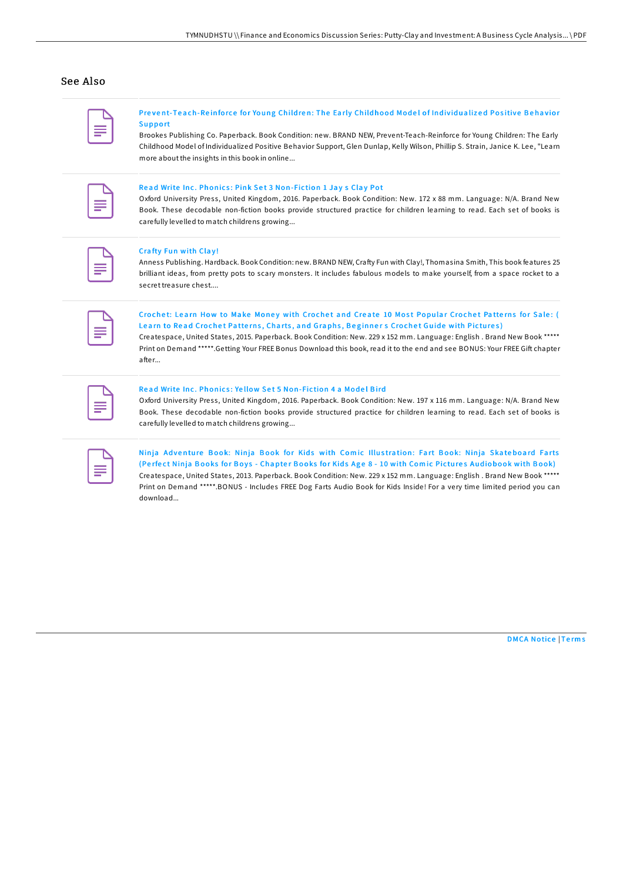## See Also

**Prevent-Teach-Reinforce for Young Children: The Early Childhood Model of Individualized Positive Behavior Support**

Brookes Publishing Co. Paperback. Book Condition: new. BRAND NEW, Prevent-Teach-Reinforce for Young Children: The Early Childhood Model of Individualized Positive Behavior Support, Glen Dunlap, Kelly Wilson, Phillip S. Strain, Janice K. Lee, "Learn more about the insights in this book in online...

**Read Write Inc. Phonics: Pink Set 3 Non-Fiction 1 Jay s Clay Pot**

Oxford University Press, United Kingdom, 2016. Paperback. Book Condition: New. 172 x 88 mm. Language: N/A. Brand New Book. These decodable non-fiction books provide structured practice for children learning to read. Each set of books is carefully levelled to match childrens growing...

**Crafty Fun with Clay!**

Anness Publishing. Hardback. Book Condition: new. BRAND NEW, Crafty Fun with Clay!, Thomasina Smith, This book features 25 brilliant ideas, from pretty pots to scary monsters. It includes fabulous models to make yourself, from a space rocket to a secret treasure chest....

**Crochet: Learn How to Make Money with Crochet and Create 10 Most Popular Crochet Patterns for Sale: ( Learn to Read Crochet Patterns, Charts, and Graphs, Beginner s Crochet Guide with Pictures)**

Createspace, United States, 2015. Paperback. Book Condition: New. 229 x 152 mm. Language: English . Brand New Book ***** Print on Demand *****.Getting Your FREE Bonus Download this book, read it to the end and see BONUS: Your FREE Gift chapter after...

**Read Write Inc. Phonics: Yellow Set 5 Non-Fiction 4 a Model Bird**

Oxford University Press, United Kingdom, 2016. Paperback. Book Condition: New. 197 x 116 mm. Language: N/A. Brand New Book. These decodable non-fiction books provide structured practice for children learning to read. Each set of books is carefully levelled to match childrens growing...

**Ninja Adventure Book: Ninja Book for Kids with Comic Illustration: Fart Book: Ninja Skateboard Farts (Perfect Ninja Books for Boys - Chapter Books for Kids Age 8 - 10 with Comic Pictures Audiobook with Book)**

Createspace, United States, 2013. Paperback. Book Condition: New. 229 x 152 mm. Language: English . Brand New Book ***** Print on Demand *****.BONUS - Includes FREE Dog Farts Audio Book for Kids Inside! For a very time limited period you can download...